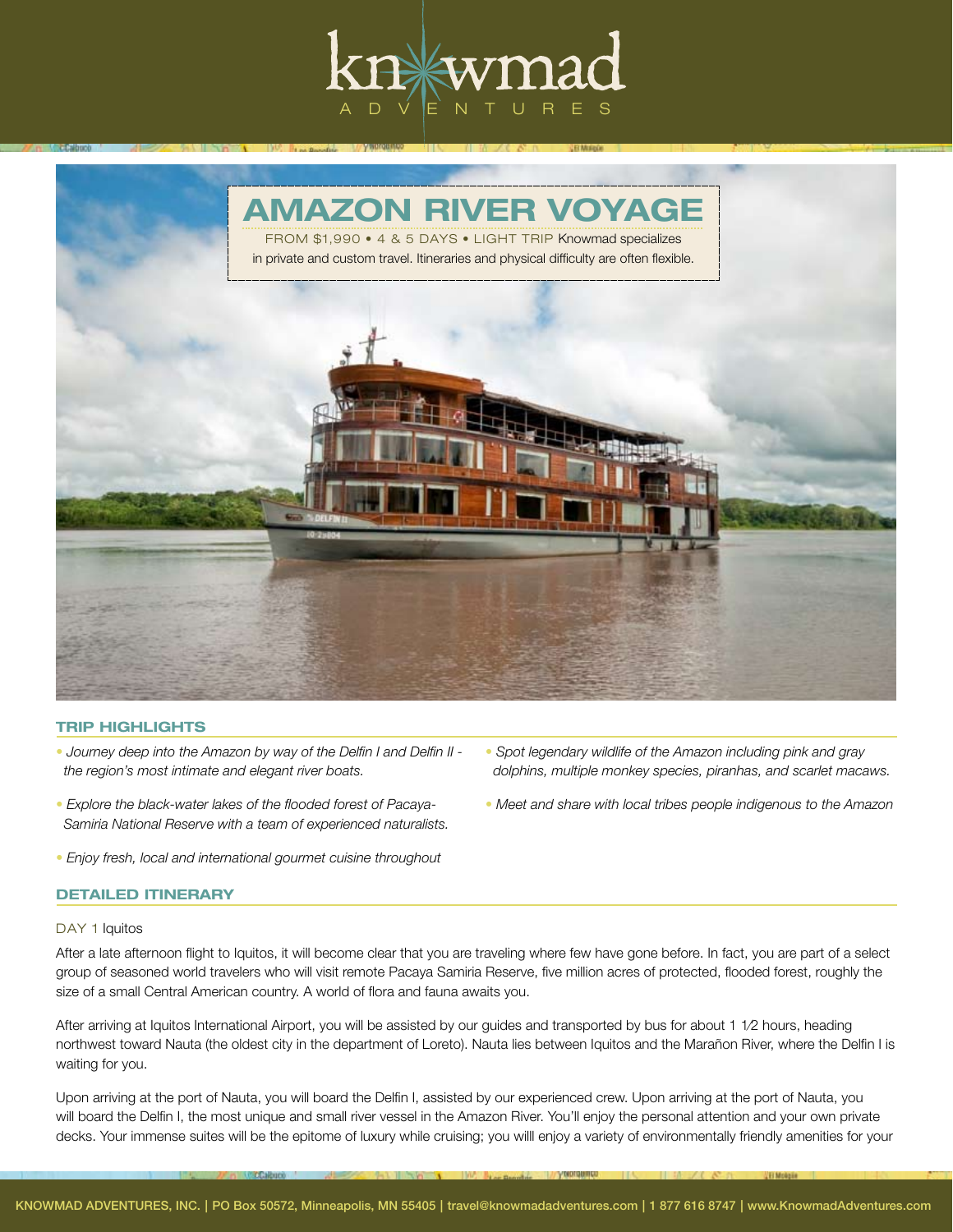# AMAZON RIVER VOYAGE

FROM $1,990 • 4 & 5 DAYS • LIGHT TRIP Knowmad specializes in private and custom travel. Itineraries and physical difficulty are often flexible.

## TRIP HIGHLIGHTS

- *Journey deep into the Amazon by way of the Delfin I and Delfin II - the region's most intimate and elegant river boats.*
- *Explore the black-water lakes of the flooded forest of Pacaya-Samiria National Reserve with a team of experienced naturalists.*
- *Enjoy fresh, local and international gourmet cuisine throughout*
- *Spot legendary wildlife of the Amazon including pink and gray dolphins, multiple monkey species, piranhas, and scarlet macaws.*
- *Meet and share with local tribes people indigenous to the Amazon*

## DETAILED ITINERARY

### DAY 1 Iquitos

After a late afternoon flight to Iquitos, it will become clear that you are traveling where few have gone before. In fact, you are part of a select group of seasoned world travelers who will visit remote Pacaya Samiria Reserve, five million acres of protected, flooded forest, roughly the size of a small Central American country. A world of flora and fauna awaits you.

After arriving at Iquitos International Airport, you will be assisted by our guides and transported by bus for about 1 1⁄2 hours, heading northwest toward Nauta (the oldest city in the department of Loreto). Nauta lies between Iquitos and the Marañon River, where the Delfin I is waiting for you.

Upon arriving at the port of Nauta, you will board the Delfin I, assisted by our experienced crew. Upon arriving at the port of Nauta, you will board the Delfin I, the most unique and small river vessel in the Amazon River. You'll enjoy the personal attention and your own private decks. Your immense suites will be the epitome of luxury while cruising; you willl enjoy a variety of environmentally friendly amenities for your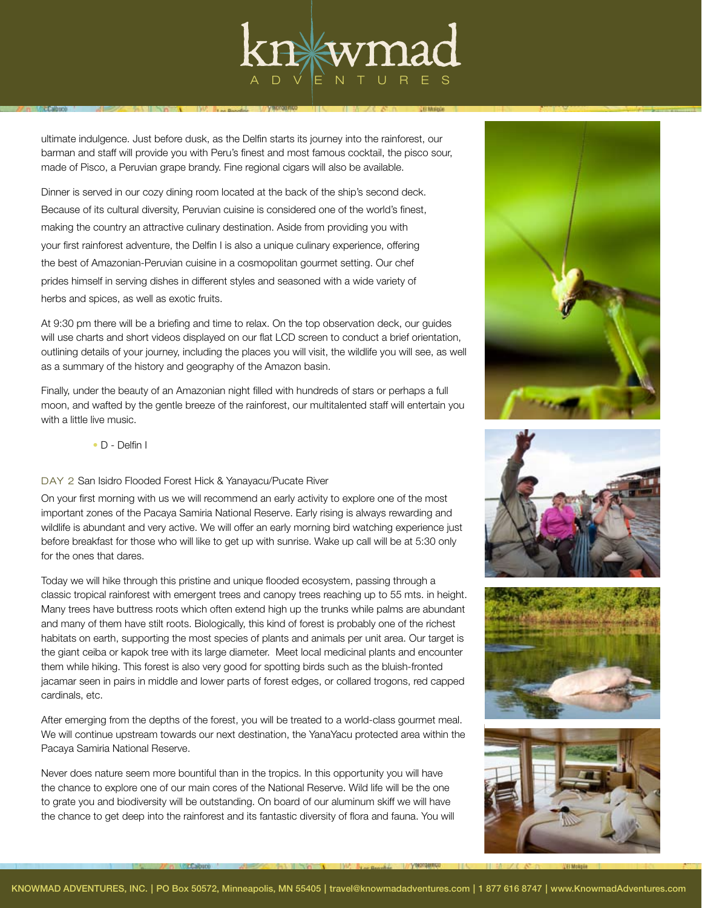ultimate indulgence. Just before dusk, as the Delfin starts its journey into the rainforest, our barman and staff will provide you with Peru's finest and most famous cocktail, the pisco sour, made of Pisco, a Peruvian grape brandy. Fine regional cigars will also be available.

Dinner is served in our cozy dining room located at the back of the ship's second deck. Because of its cultural diversity, Peruvian cuisine is considered one of the world's finest, making the country an attractive culinary destination. Aside from providing you with your first rainforest adventure, the Delfin I is also a unique culinary experience, offering the best of Amazonian-Peruvian cuisine in a cosmopolitan gourmet setting. Our chef prides himself in serving dishes in different styles and seasoned with a wide variety of herbs and spices, as well as exotic fruits.

At 9:30 pm there will be a briefing and time to relax. On the top observation deck, our guides will use charts and short videos displayed on our flat LCD screen to conduct a brief orientation, outlining details of your journey, including the places you will visit, the wildlife you will see, as well as a summary of the history and geography of the Amazon basin.

Finally, under the beauty of an Amazonian night filled with hundreds of stars or perhaps a full moon, and wafted by the gentle breeze of the rainforest, our multitalented staff will entertain you with a little live music.

- D - Delfin I

DAY 2 San Isidro Flooded Forest Hick & Yanayacu/Pucate River

On your first morning with us we will recommend an early activity to explore one of the most important zones of the Pacaya Samiria National Reserve. Early rising is always rewarding and wildlife is abundant and very active. We will offer an early morning bird watching experience just before breakfast for those who will like to get up with sunrise. Wake up call will be at 5:30 only for the ones that dares.

Today we will hike through this pristine and unique flooded ecosystem, passing through a classic tropical rainforest with emergent trees and canopy trees reaching up to 55 mts. in height. Many trees have buttress roots which often extend high up the trunks while palms are abundant and many of them have stilt roots. Biologically, this kind of forest is probably one of the richest habitats on earth, supporting the most species of plants and animals per unit area. Our target is the giant ceiba or kapok tree with its large diameter. Meet local medicinal plants and encounter them while hiking. This forest is also very good for spotting birds such as the bluish-fronted jacamar seen in pairs in middle and lower parts of forest edges, or collared trogons, red capped cardinals, etc.

After emerging from the depths of the forest, you will be treated to a world-class gourmet meal. We will continue upstream towards our next destination, the YanaYacu protected area within the Pacaya Samiria National Reserve.

Never does nature seem more bountiful than in the tropics. In this opportunity you will have the chance to explore one of our main cores of the National Reserve. Wild life will be the one to grate you and biodiversity will be outstanding. On board of our aluminum skiff we will have the chance to get deep into the rainforest and its fantastic diversity of flora and fauna. You will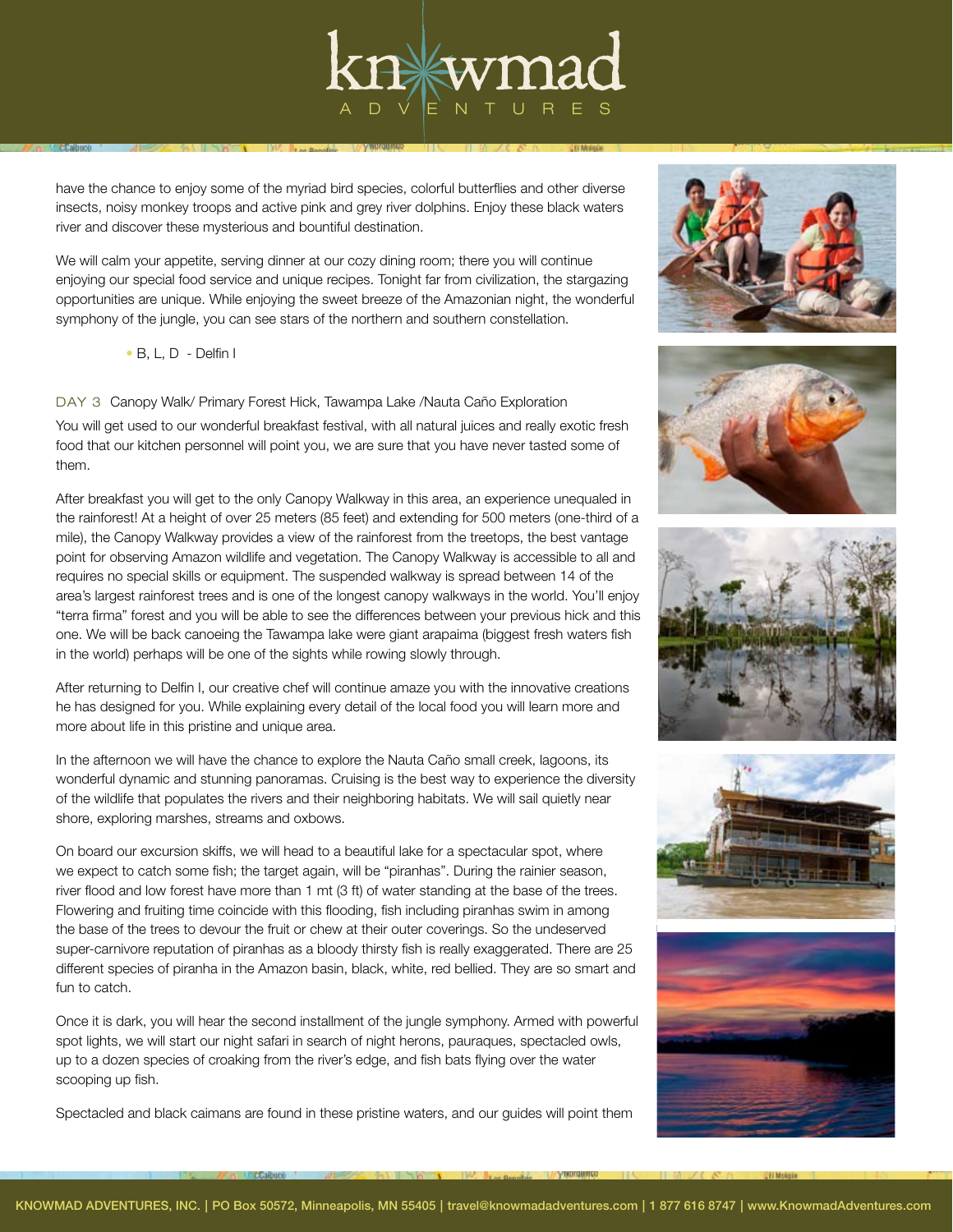have the chance to enjoy some of the myriad bird species, colorful butterflies and other diverse insects, noisy monkey troops and active pink and grey river dolphins. Enjoy these black waters river and discover these mysterious and bountiful destination.

We will calm your appetite, serving dinner at our cozy dining room; there you will continue enjoying our special food service and unique recipes. Tonight far from civilization, the stargazing opportunities are unique. While enjoying the sweet breeze of the Amazonian night, the wonderful symphony of the jungle, you can see stars of the northern and southern constellation.

- B, L, D - Delfin I

## DAY 3 Canopy Walk/ Primary Forest Hick, Tawampa Lake /Nauta Caño Exploration

You will get used to our wonderful breakfast festival, with all natural juices and really exotic fresh food that our kitchen personnel will point you, we are sure that you have never tasted some of them.

After breakfast you will get to the only Canopy Walkway in this area, an experience unequaled in the rainforest! At a height of over 25 meters (85 feet) and extending for 500 meters (one-third of a mile), the Canopy Walkway provides a view of the rainforest from the treetops, the best vantage point for observing Amazon wildlife and vegetation. The Canopy Walkway is accessible to all and requires no special skills or equipment. The suspended walkway is spread between 14 of the area's largest rainforest trees and is one of the longest canopy walkways in the world. You'll enjoy "terra firma" forest and you will be able to see the differences between your previous hick and this one. We will be back canoeing the Tawampa lake were giant arapaima (biggest fresh waters fish in the world) perhaps will be one of the sights while rowing slowly through.

After returning to Delfin I, our creative chef will continue amaze you with the innovative creations he has designed for you. While explaining every detail of the local food you will learn more and more about life in this pristine and unique area.

In the afternoon we will have the chance to explore the Nauta Caño small creek, lagoons, its wonderful dynamic and stunning panoramas. Cruising is the best way to experience the diversity of the wildlife that populates the rivers and their neighboring habitats. We will sail quietly near shore, exploring marshes, streams and oxbows.

On board our excursion skiffs, we will head to a beautiful lake for a spectacular spot, where we expect to catch some fish; the target again, will be "piranhas". During the rainier season, river flood and low forest have more than 1 mt (3 ft) of water standing at the base of the trees. Flowering and fruiting time coincide with this flooding, fish including piranhas swim in among the base of the trees to devour the fruit or chew at their outer coverings. So the undeserved super-carnivore reputation of piranhas as a bloody thirsty fish is really exaggerated. There are 25 different species of piranha in the Amazon basin, black, white, red bellied. They are so smart and fun to catch.

Once it is dark, you will hear the second installment of the jungle symphony. Armed with powerful spot lights, we will start our night safari in search of night herons, pauraques, spectacled owls, up to a dozen species of croaking from the river's edge, and fish bats flying over the water scooping up fish.

Spectacled and black caimans are found in these pristine waters, and our guides will point them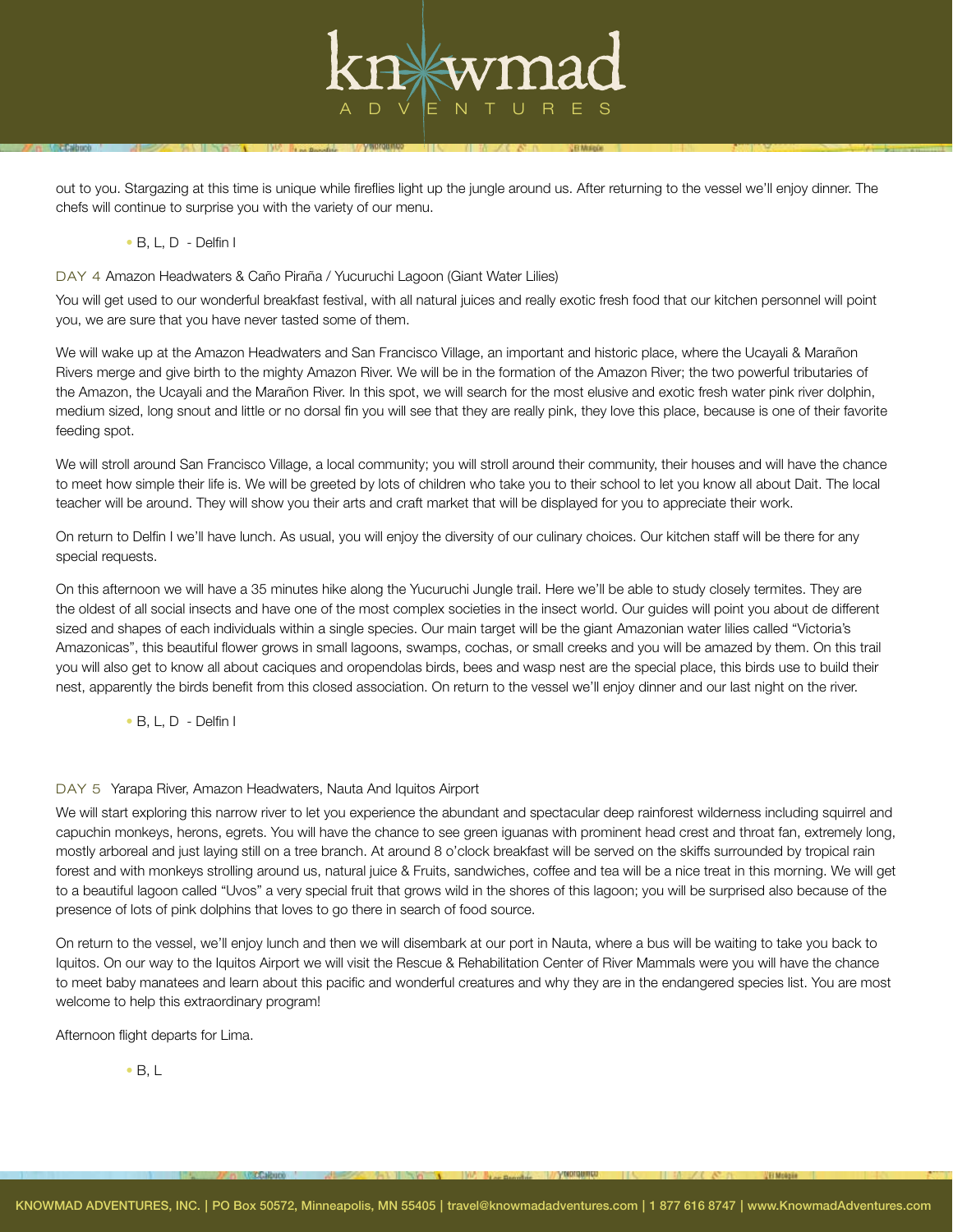out to you. Stargazing at this time is unique while fireflies light up the jungle around us. After returning to the vessel we'll enjoy dinner. The chefs will continue to surprise you with the variety of our menu.

- B, L, D - Delfin I

### DAY 4 Amazon Headwaters & Caño Piraña / Yucuruchi Lagoon (Giant Water Lilies)

You will get used to our wonderful breakfast festival, with all natural juices and really exotic fresh food that our kitchen personnel will point you, we are sure that you have never tasted some of them.

We will wake up at the Amazon Headwaters and San Francisco Village, an important and historic place, where the Ucayali & Marañon Rivers merge and give birth to the mighty Amazon River. We will be in the formation of the Amazon River; the two powerful tributaries of the Amazon, the Ucayali and the Marañon River. In this spot, we will search for the most elusive and exotic fresh water pink river dolphin, medium sized, long snout and little or no dorsal fin you will see that they are really pink, they love this place, because is one of their favorite feeding spot.

We will stroll around San Francisco Village, a local community; you will stroll around their community, their houses and will have the chance to meet how simple their life is. We will be greeted by lots of children who take you to their school to let you know all about Dait. The local teacher will be around. They will show you their arts and craft market that will be displayed for you to appreciate their work.

On return to Delfin I we'll have lunch. As usual, you will enjoy the diversity of our culinary choices. Our kitchen staff will be there for any special requests.

On this afternoon we will have a 35 minutes hike along the Yucuruchi Jungle trail. Here we'll be able to study closely termites. They are the oldest of all social insects and have one of the most complex societies in the insect world. Our guides will point you about de different sized and shapes of each individuals within a single species. Our main target will be the giant Amazonian water lilies called "Victoria's Amazonicas", this beautiful flower grows in small lagoons, swamps, cochas, or small creeks and you will be amazed by them. On this trail you will also get to know all about caciques and oropendolas birds, bees and wasp nest are the special place, this birds use to build their nest, apparently the birds benefit from this closed association. On return to the vessel we'll enjoy dinner and our last night on the river.

- B, L, D - Delfin I

### DAY 5 Yarapa River, Amazon Headwaters, Nauta And Iquitos Airport

We will start exploring this narrow river to let you experience the abundant and spectacular deep rainforest wilderness including squirrel and capuchin monkeys, herons, egrets. You will have the chance to see green iguanas with prominent head crest and throat fan, extremely long, mostly arboreal and just laying still on a tree branch. At around 8 o'clock breakfast will be served on the skiffs surrounded by tropical rain forest and with monkeys strolling around us, natural juice & Fruits, sandwiches, coffee and tea will be a nice treat in this morning. We will get to a beautiful lagoon called "Uvos" a very special fruit that grows wild in the shores of this lagoon; you will be surprised also because of the presence of lots of pink dolphins that loves to go there in search of food source.

On return to the vessel, we'll enjoy lunch and then we will disembark at our port in Nauta, where a bus will be waiting to take you back to Iquitos. On our way to the Iquitos Airport we will visit the Rescue & Rehabilitation Center of River Mammals were you will have the chance to meet baby manatees and learn about this pacific and wonderful creatures and why they are in the endangered species list. You are most welcome to help this extraordinary program!

Afternoon flight departs for Lima.

- B, L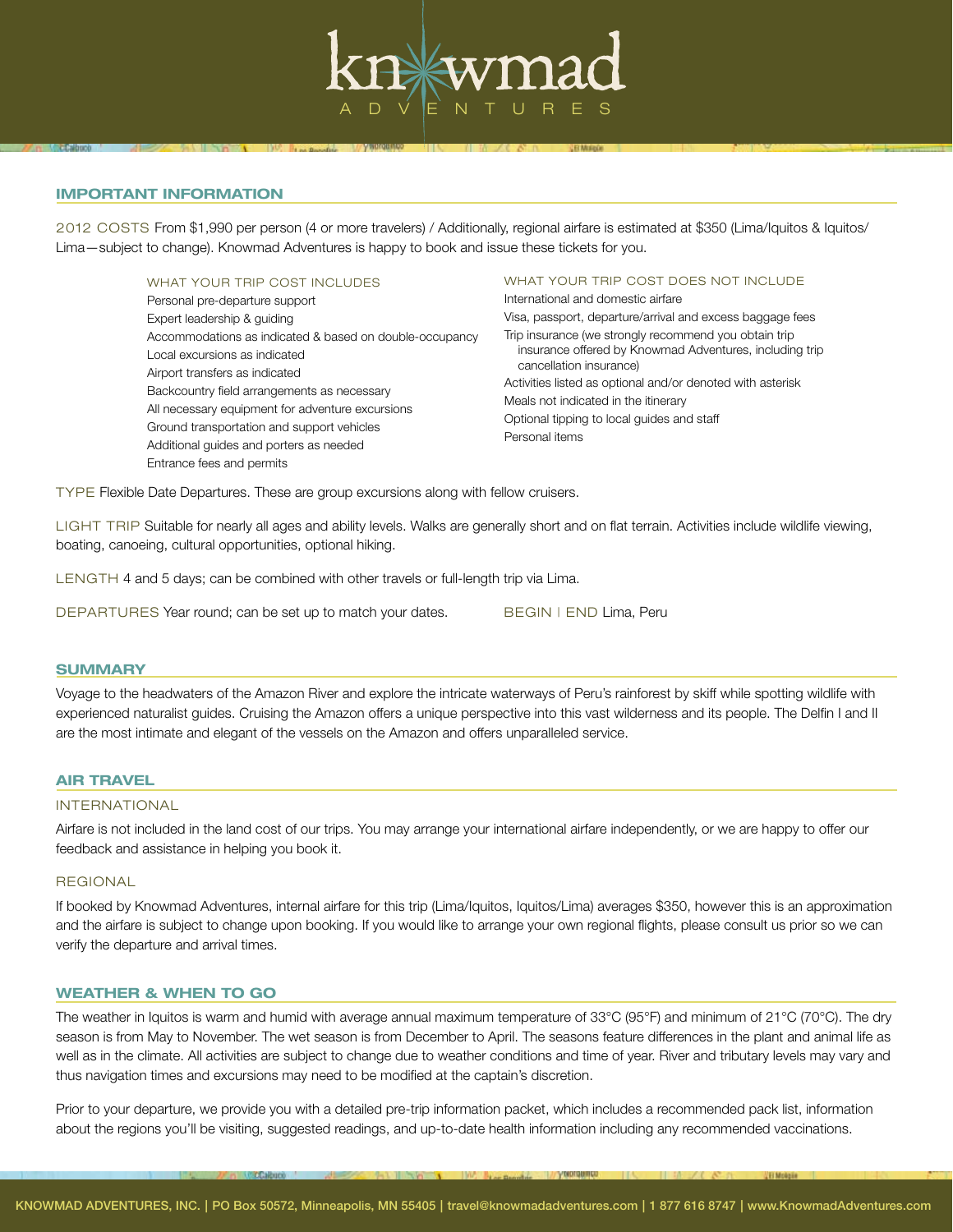## IMPORTANT INFORMATION

2012 COSTS From $1,990 per person (4 or more travelers) / Additionally, regional airfare is estimated at $350 (Lima/Iquitos & Iquitos/Lima—subject to change). Knowmad Adventures is happy to book and issue these tickets for you.

WHAT YOUR TRIP COST INCLUDES

- Personal pre-departure support
- Expert leadership & guiding
- Accommodations as indicated & based on double-occupancy
- Local excursions as indicated
- Airport transfers as indicated
- Backcountry field arrangements as necessary
- All necessary equipment for adventure excursions
- Ground transportation and support vehicles
- Additional guides and porters as needed
- Entrance fees and permits

WHAT YOUR TRIP COST DOES NOT INCLUDE

- International and domestic airfare
- Visa, passport, departure/arrival and excess baggage fees
- Trip insurance (we strongly recommend you obtain trip insurance offered by Knowmad Adventures, including trip cancellation insurance)
- Activities listed as optional and/or denoted with asterisk
- Meals not indicated in the itinerary
- Optional tipping to local guides and staff
- Personal items

TYPE Flexible Date Departures. These are group excursions along with fellow cruisers.

LIGHT TRIP Suitable for nearly all ages and ability levels. Walks are generally short and on flat terrain. Activities include wildlife viewing, boating, canoeing, cultural opportunities, optional hiking.

LENGTH 4 and 5 days; can be combined with other travels or full-length trip via Lima.

DEPARTURES Year round; can be set up to match your dates.

BEGIN | END Lima, Peru

## SUMMARY

Voyage to the headwaters of the Amazon River and explore the intricate waterways of Peru's rainforest by skiff while spotting wildlife with experienced naturalist guides. Cruising the Amazon offers a unique perspective into this vast wilderness and its people. The Delfin I and II are the most intimate and elegant of the vessels on the Amazon and offers unparalleled service.

## AIR TRAVEL

### INTERNATIONAL

Airfare is not included in the land cost of our trips. You may arrange your international airfare independently, or we are happy to offer our feedback and assistance in helping you book it.

### REGIONAL

If booked by Knowmad Adventures, internal airfare for this trip (Lima/Iquitos, Iquitos/Lima) averages $350, however this is an approximation and the airfare is subject to change upon booking. If you would like to arrange your own regional flights, please consult us prior so we can verify the departure and arrival times.

## WEATHER & WHEN TO GO

The weather in Iquitos is warm and humid with average annual maximum temperature of 33°C (95°F) and minimum of 21°C (70°C). The dry season is from May to November. The wet season is from December to April. The seasons feature differences in the plant and animal life as well as in the climate. All activities are subject to change due to weather conditions and time of year. River and tributary levels may vary and thus navigation times and excursions may need to be modified at the captain's discretion.

Prior to your departure, we provide you with a detailed pre-trip information packet, which includes a recommended pack list, information about the regions you'll be visiting, suggested readings, and up-to-date health information including any recommended vaccinations.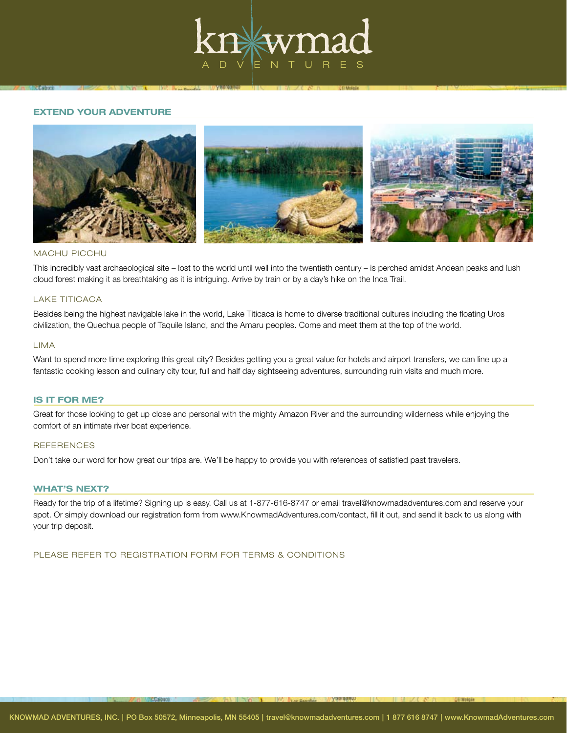## EXTEND YOUR ADVENTURE

### MACHU PICCHU

This incredibly vast archaeological site – lost to the world until well into the twentieth century – is perched amidst Andean peaks and lush cloud forest making it as breathtaking as it is intriguing. Arrive by train or by a day's hike on the Inca Trail.

### LAKE TITICACA

Besides being the highest navigable lake in the world, Lake Titicaca is home to diverse traditional cultures including the floating Uros civilization, the Quechua people of Taquile Island, and the Amaru peoples. Come and meet them at the top of the world.

### LIMA

Want to spend more time exploring this great city? Besides getting you a great value for hotels and airport transfers, we can line up a fantastic cooking lesson and culinary city tour, full and half day sightseeing adventures, surrounding ruin visits and much more.

## IS IT FOR ME?

Great for those looking to get up close and personal with the mighty Amazon River and the surrounding wilderness while enjoying the comfort of an intimate river boat experience.

### REFERENCES

Don't take our word for how great our trips are. We'll be happy to provide you with references of satisfied past travelers.

## WHAT'S NEXT?

Ready for the trip of a lifetime? Signing up is easy. Call us at 1-877-616-8747 or email travel@knowmadadventures.com and reserve your spot. Or simply download our registration form from www.KnowmadAdventures.com/contact, fill it out, and send it back to us along with your trip deposit.

PLEASE REFER TO REGISTRATION FORM FOR TERMS & CONDITIONS